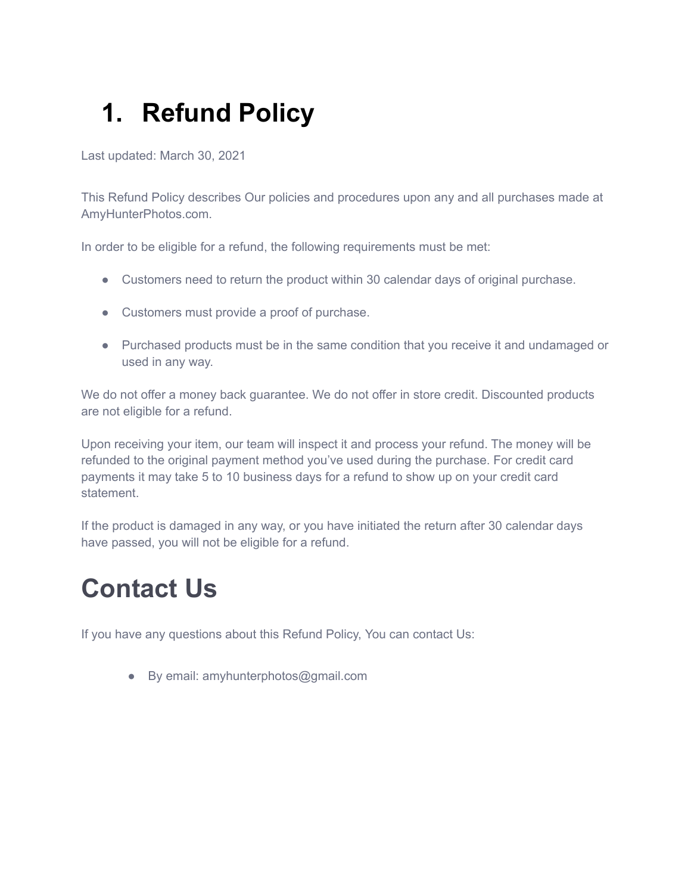# 1. Refund Policy

Last updated: March 30, 2021

This Refund Policy describes Our policies and procedures upon any and all purchases made at AmyHunterPhotos.com.

In order to be eligible for a refund, the following requirements must be met:

- Customers need to return the product within 30 calendar days of original purchase.
- Customers must provide a proof of purchase.
- Purchased products must be in the same condition that you receive it and undamaged or used in any way.

We do not offer a money back guarantee. We do not offer in store credit. Discounted products are not eligible for a refund.

Upon receiving your item, our team will inspect it and process your refund. The money will be refunded to the original payment method you've used during the purchase. For credit card payments it may take 5 to 10 business days for a refund to show up on your credit card statement.

If the product is damaged in any way, or you have initiated the return after 30 calendar days have passed, you will not be eligible for a refund.

# Contact Us

If you have any questions about this Refund Policy, You can contact Us:

- By email: amyhunterphotos@gmail.com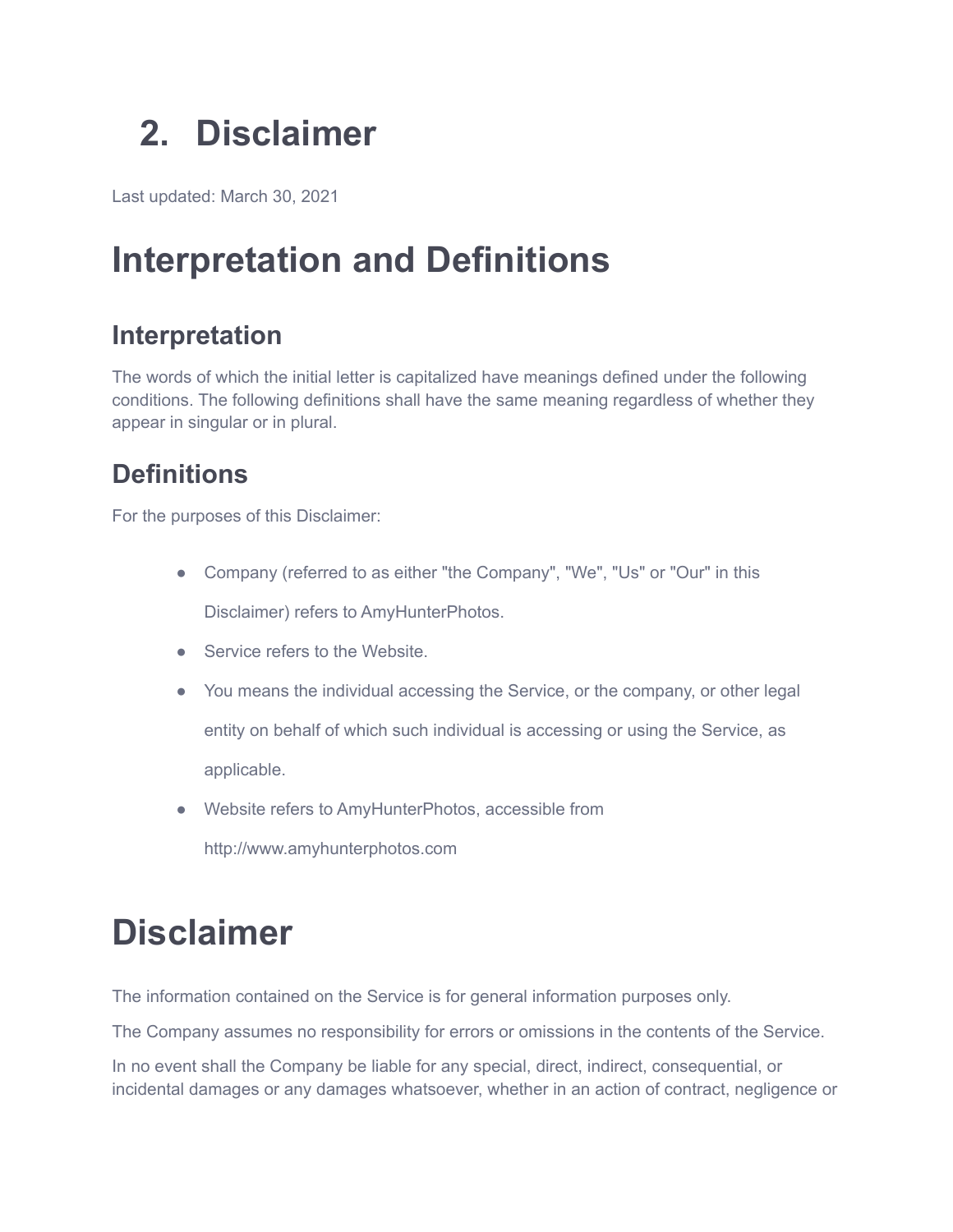# 2. Disclaimer

Last updated: March 30, 2021

# Interpretation and Definitions

## Interpretation

The words of which the initial letter is capitalized have meanings defined under the following conditions. The following definitions shall have the same meaning regardless of whether they appear in singular or in plural.

## Definitions

For the purposes of this Disclaimer:

- Company (referred to as either "the Company", "We", "Us" or "Our" in this Disclaimer) refers to AmyHunterPhotos.
- Service refers to the Website.
- You means the individual accessing the Service, or the company, or other legal entity on behalf of which such individual is accessing or using the Service, as applicable.
- Website refers to AmyHunterPhotos, accessible from http://www.amyhunterphotos.com

# Disclaimer

The information contained on the Service is for general information purposes only.

The Company assumes no responsibility for errors or omissions in the contents of the Service.

In no event shall the Company be liable for any special, direct, indirect, consequential, or incidental damages or any damages whatsoever, whether in an action of contract, negligence or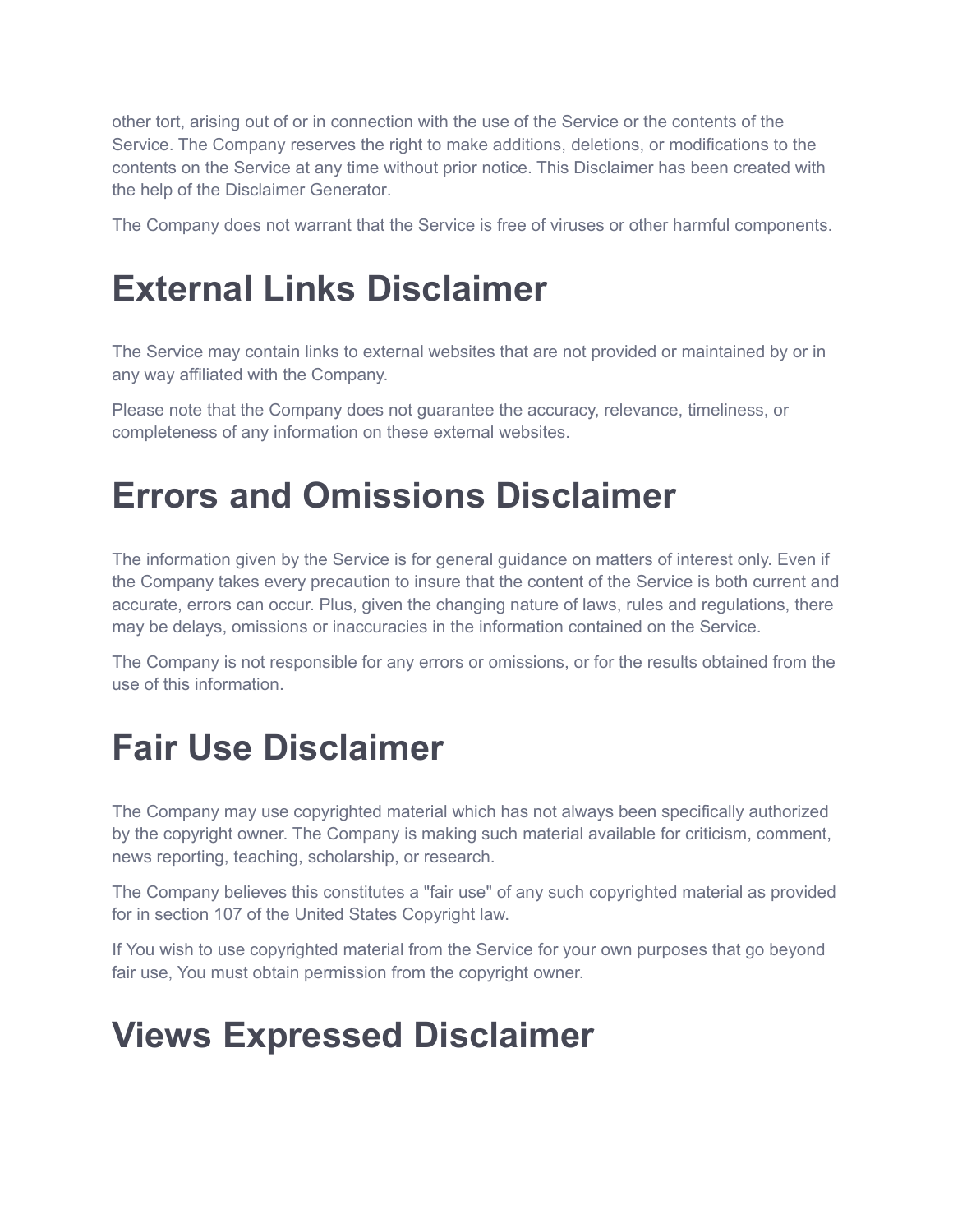other tort, arising out of or in connection with the use of the Service or the contents of the Service. The Company reserves the right to make additions, deletions, or modifications to the contents on the Service at any time without prior notice. This Disclaimer has been created with the help of the Disclaimer Generator.

The Company does not warrant that the Service is free of viruses or other harmful components.

# External Links Disclaimer

The Service may contain links to external websites that are not provided or maintained by or in any way affiliated with the Company.

Please note that the Company does not guarantee the accuracy, relevance, timeliness, or completeness of any information on these external websites.

# Errors and Omissions Disclaimer

The information given by the Service is for general guidance on matters of interest only. Even if the Company takes every precaution to insure that the content of the Service is both current and accurate, errors can occur. Plus, given the changing nature of laws, rules and regulations, there may be delays, omissions or inaccuracies in the information contained on the Service.

The Company is not responsible for any errors or omissions, or for the results obtained from the use of this information.

# Fair Use Disclaimer

The Company may use copyrighted material which has not always been specifically authorized by the copyright owner. The Company is making such material available for criticism, comment, news reporting, teaching, scholarship, or research.

The Company believes this constitutes a "fair use" of any such copyrighted material as provided for in section 107 of the United States Copyright law.

If You wish to use copyrighted material from the Service for your own purposes that go beyond fair use, You must obtain permission from the copyright owner.

# Views Expressed Disclaimer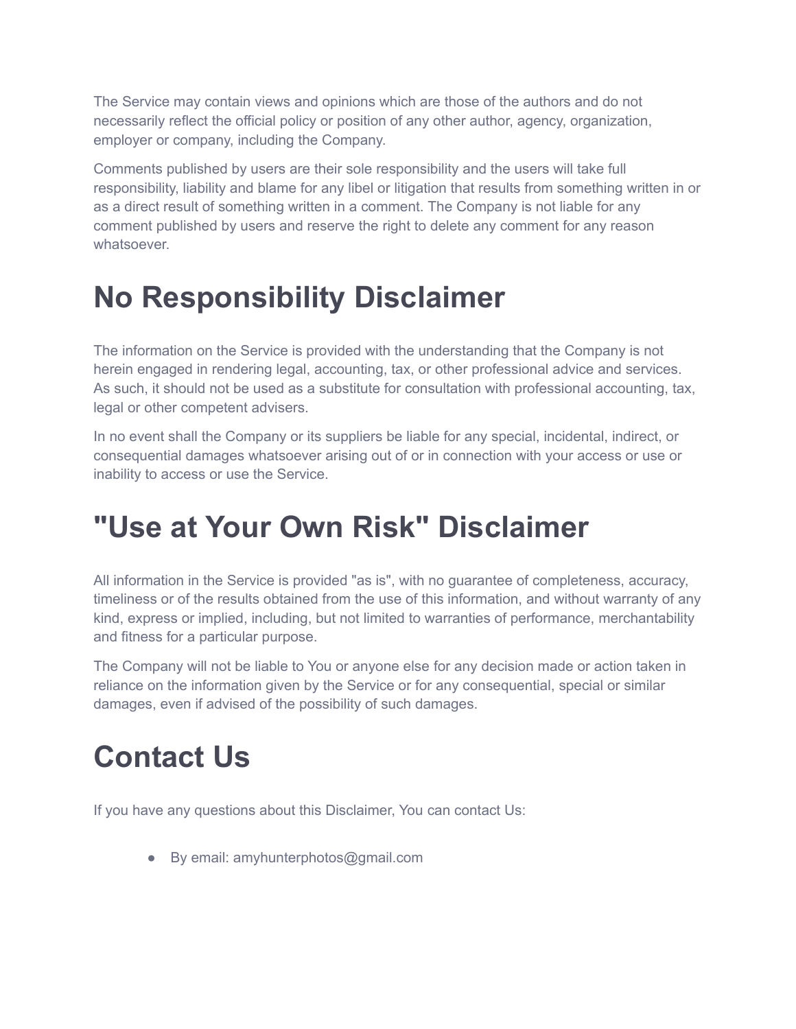The Service may contain views and opinions which are those of the authors and do not necessarily reflect the official policy or position of any other author, agency, organization, employer or company, including the Company.

Comments published by users are their sole responsibility and the users will take full responsibility, liability and blame for any libel or litigation that results from something written in or as a direct result of something written in a comment. The Company is not liable for any comment published by users and reserve the right to delete any comment for any reason whatsoever.

# No Responsibility Disclaimer

The information on the Service is provided with the understanding that the Company is not herein engaged in rendering legal, accounting, tax, or other professional advice and services. As such, it should not be used as a substitute for consultation with professional accounting, tax, legal or other competent advisers.

In no event shall the Company or its suppliers be liable for any special, incidental, indirect, or consequential damages whatsoever arising out of or in connection with your access or use or inability to access or use the Service.

# "Use at Your Own Risk" Disclaimer

All information in the Service is provided "as is", with no guarantee of completeness, accuracy, timeliness or of the results obtained from the use of this information, and without warranty of any kind, express or implied, including, but not limited to warranties of performance, merchantability and fitness for a particular purpose.

The Company will not be liable to You or anyone else for any decision made or action taken in reliance on the information given by the Service or for any consequential, special or similar damages, even if advised of the possibility of such damages.

# Contact Us

If you have any questions about this Disclaimer, You can contact Us:

- By email: amyhunterphotos@gmail.com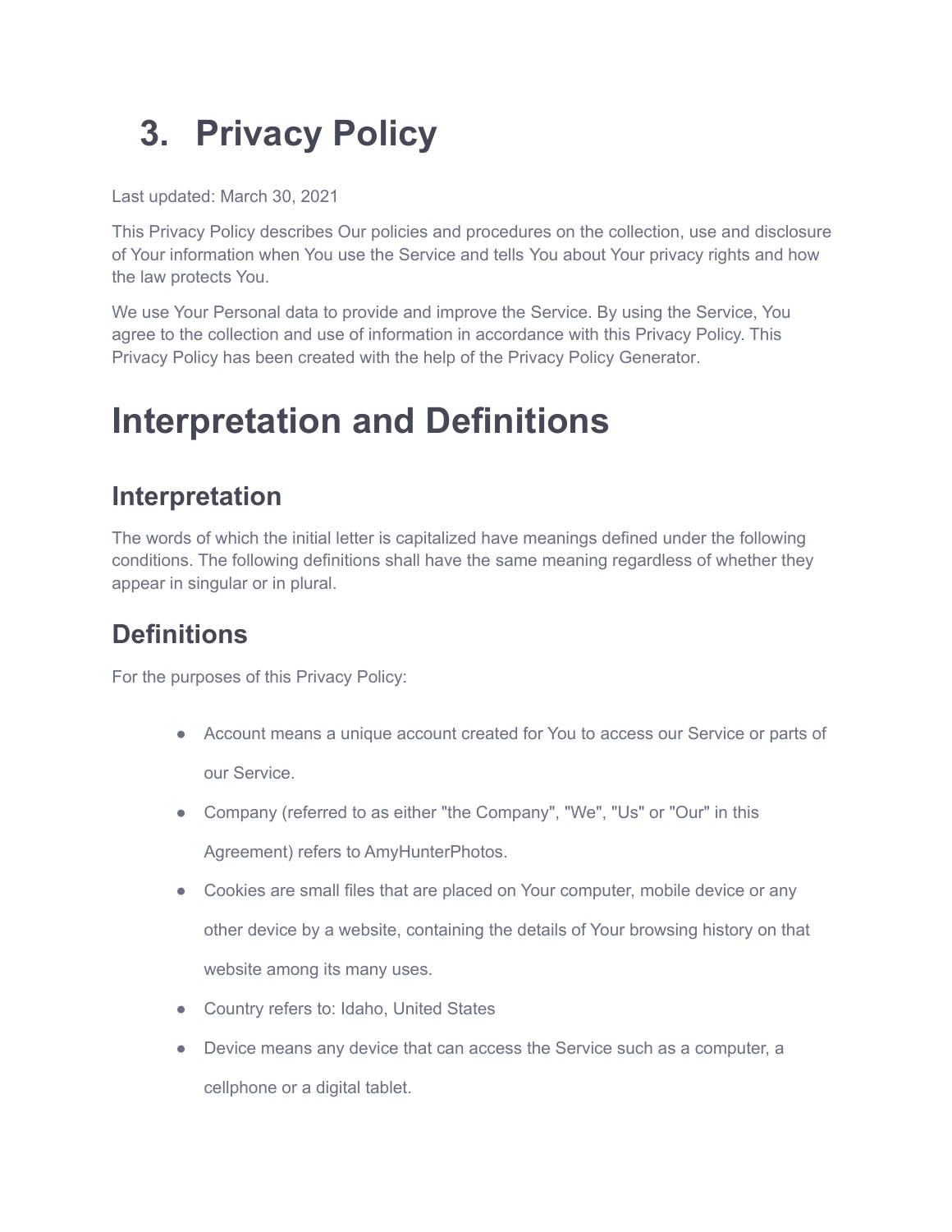# 3. Privacy Policy

Last updated: March 30, 2021

This Privacy Policy describes Our policies and procedures on the collection, use and disclosure of Your information when You use the Service and tells You about Your privacy rights and how the law protects You.

We use Your Personal data to provide and improve the Service. By using the Service, You agree to the collection and use of information in accordance with this Privacy Policy. This Privacy Policy has been created with the help of the Privacy Policy Generator.

# Interpretation and Definitions

## Interpretation

The words of which the initial letter is capitalized have meanings defined under the following conditions. The following definitions shall have the same meaning regardless of whether they appear in singular or in plural.

## Definitions

For the purposes of this Privacy Policy:

- Account means a unique account created for You to access our Service or parts of our Service.
- Company (referred to as either "the Company", "We", "Us" or "Our" in this Agreement) refers to AmyHunterPhotos.
- Cookies are small files that are placed on Your computer, mobile device or any other device by a website, containing the details of Your browsing history on that website among its many uses.
- Country refers to: Idaho, United States
- Device means any device that can access the Service such as a computer, a cellphone or a digital tablet.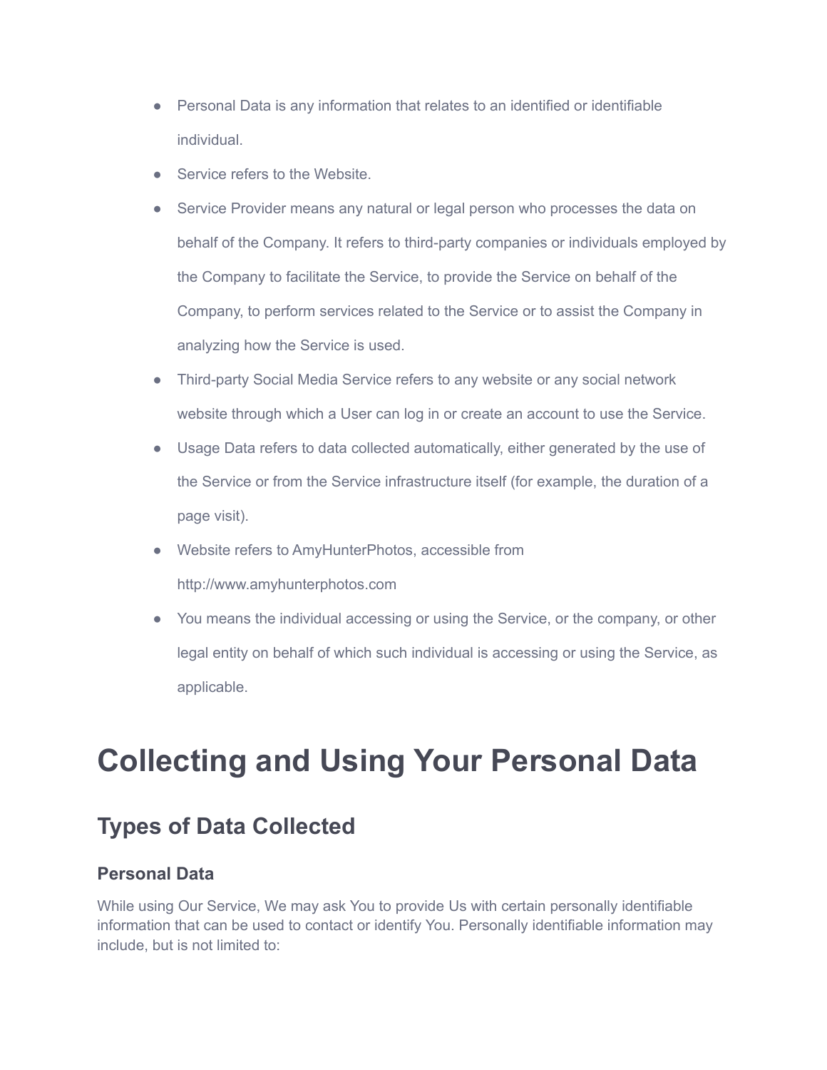- Personal Data is any information that relates to an identified or identifiable individual.
- Service refers to the Website.
- Service Provider means any natural or legal person who processes the data on behalf of the Company. It refers to third-party companies or individuals employed by the Company to facilitate the Service, to provide the Service on behalf of the Company, to perform services related to the Service or to assist the Company in analyzing how the Service is used.
- Third-party Social Media Service refers to any website or any social network website through which a User can log in or create an account to use the Service.
- Usage Data refers to data collected automatically, either generated by the use of the Service or from the Service infrastructure itself (for example, the duration of a page visit).
- Website refers to AmyHunterPhotos, accessible from http://www.amyhunterphotos.com
- You means the individual accessing or using the Service, or the company, or other legal entity on behalf of which such individual is accessing or using the Service, as applicable.

# Collecting and Using Your Personal Data

## Types of Data Collected

### Personal Data

While using Our Service, We may ask You to provide Us with certain personally identifiable information that can be used to contact or identify You. Personally identifiable information may include, but is not limited to: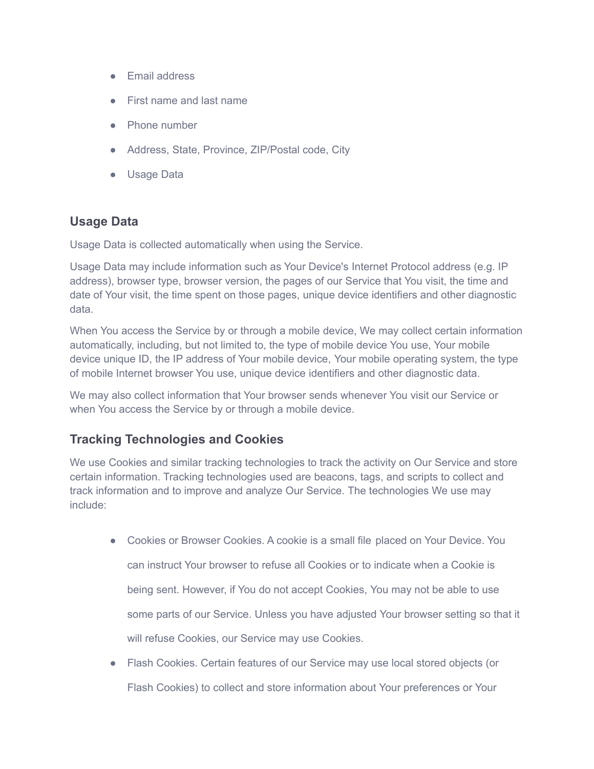- Email address
- First name and last name
- Phone number
- Address, State, Province, ZIP/Postal code, City
- Usage Data

### Usage Data

Usage Data is collected automatically when using the Service.

Usage Data may include information such as Your Device's Internet Protocol address (e.g. IP address), browser type, browser version, the pages of our Service that You visit, the time and date of Your visit, the time spent on those pages, unique device identifiers and other diagnostic data.

When You access the Service by or through a mobile device, We may collect certain information automatically, including, but not limited to, the type of mobile device You use, Your mobile device unique ID, the IP address of Your mobile device, Your mobile operating system, the type of mobile Internet browser You use, unique device identifiers and other diagnostic data.

We may also collect information that Your browser sends whenever You visit our Service or when You access the Service by or through a mobile device.

### Tracking Technologies and Cookies

We use Cookies and similar tracking technologies to track the activity on Our Service and store certain information. Tracking technologies used are beacons, tags, and scripts to collect and track information and to improve and analyze Our Service. The technologies We use may include:

- Cookies or Browser Cookies. A cookie is a small file placed on Your Device. You can instruct Your browser to refuse all Cookies or to indicate when a Cookie is being sent. However, if You do not accept Cookies, You may not be able to use some parts of our Service. Unless you have adjusted Your browser setting so that it will refuse Cookies, our Service may use Cookies.
- Flash Cookies. Certain features of our Service may use local stored objects (or Flash Cookies) to collect and store information about Your preferences or Your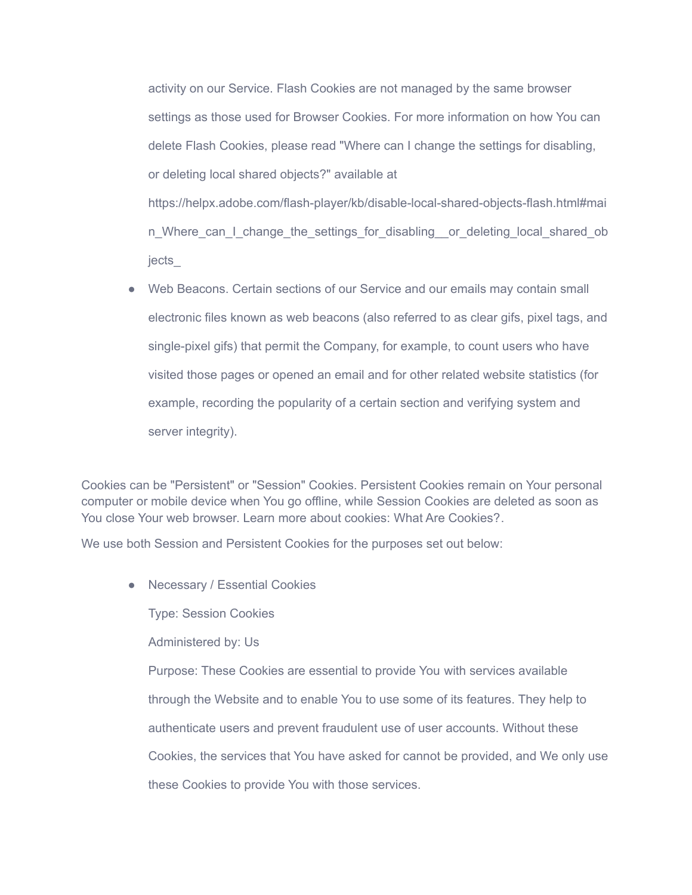activity on our Service. Flash Cookies are not managed by the same browser settings as those used for Browser Cookies. For more information on how You can delete Flash Cookies, please read "Where can I change the settings for disabling, or deleting local shared objects?" available at https://helpx.adobe.com/flash-player/kb/disable-local-shared-objects-flash.html#main_Where_can_I_change_the_settings_for_disabling__or_deleting_local_shared_objects_

- Web Beacons. Certain sections of our Service and our emails may contain small electronic files known as web beacons (also referred to as clear gifs, pixel tags, and single-pixel gifs) that permit the Company, for example, to count users who have visited those pages or opened an email and for other related website statistics (for example, recording the popularity of a certain section and verifying system and server integrity).

Cookies can be "Persistent" or "Session" Cookies. Persistent Cookies remain on Your personal computer or mobile device when You go offline, while Session Cookies are deleted as soon as You close Your web browser. Learn more about cookies: What Are Cookies?.

We use both Session and Persistent Cookies for the purposes set out below:

- Necessary / Essential Cookies

  Type: Session Cookies

  Administered by: Us

  Purpose: These Cookies are essential to provide You with services available through the Website and to enable You to use some of its features. They help to authenticate users and prevent fraudulent use of user accounts. Without these Cookies, the services that You have asked for cannot be provided, and We only use these Cookies to provide You with those services.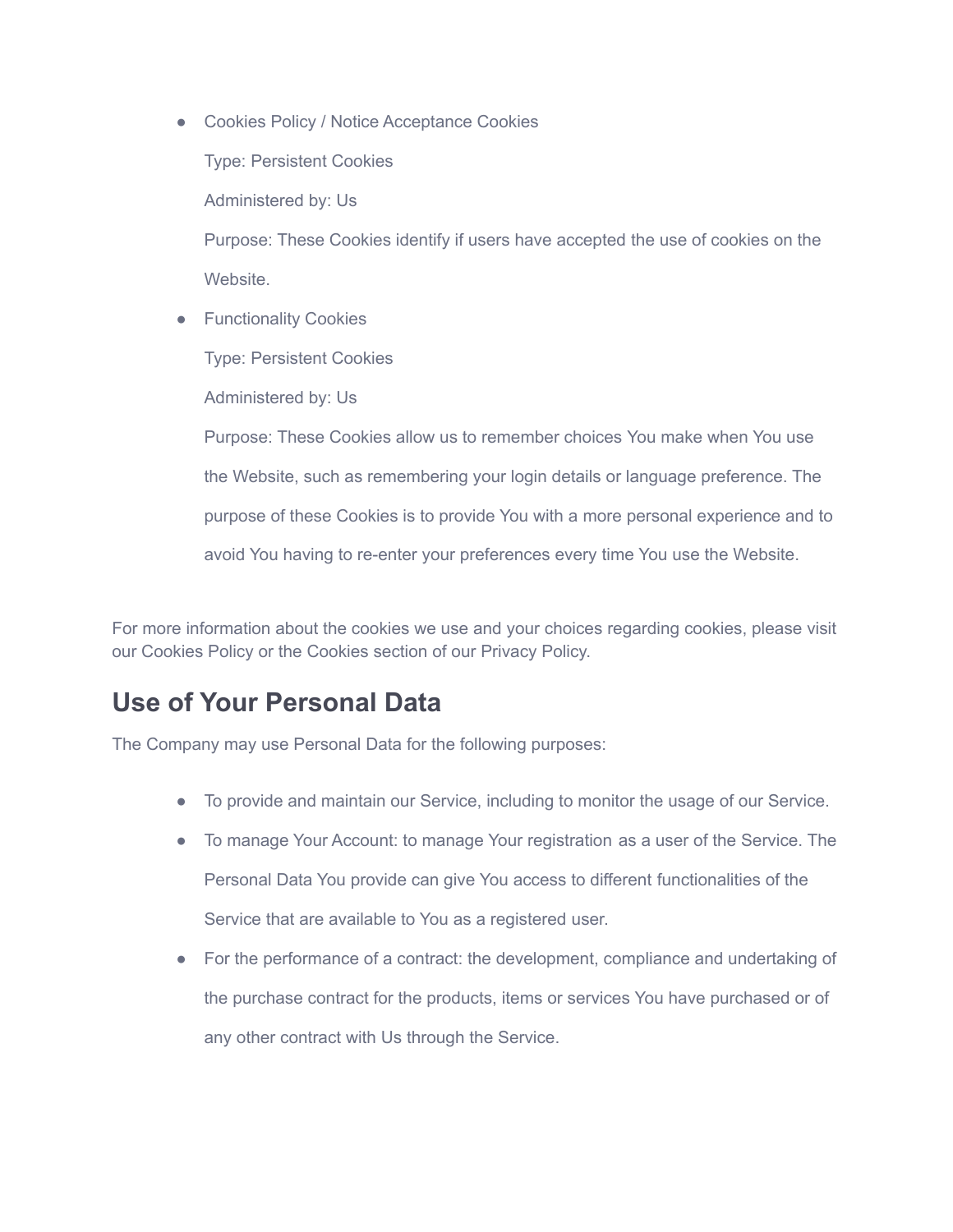- Cookies Policy / Notice Acceptance Cookies

  Type: Persistent Cookies

  Administered by: Us

  Purpose: These Cookies identify if users have accepted the use of cookies on the Website.

- Functionality Cookies

  Type: Persistent Cookies

  Administered by: Us

  Purpose: These Cookies allow us to remember choices You make when You use the Website, such as remembering your login details or language preference. The purpose of these Cookies is to provide You with a more personal experience and to avoid You having to re-enter your preferences every time You use the Website.

For more information about the cookies we use and your choices regarding cookies, please visit our Cookies Policy or the Cookies section of our Privacy Policy.

## Use of Your Personal Data

The Company may use Personal Data for the following purposes:

- To provide and maintain our Service, including to monitor the usage of our Service.
- To manage Your Account: to manage Your registration as a user of the Service. The Personal Data You provide can give You access to different functionalities of the Service that are available to You as a registered user.
- For the performance of a contract: the development, compliance and undertaking of the purchase contract for the products, items or services You have purchased or of any other contract with Us through the Service.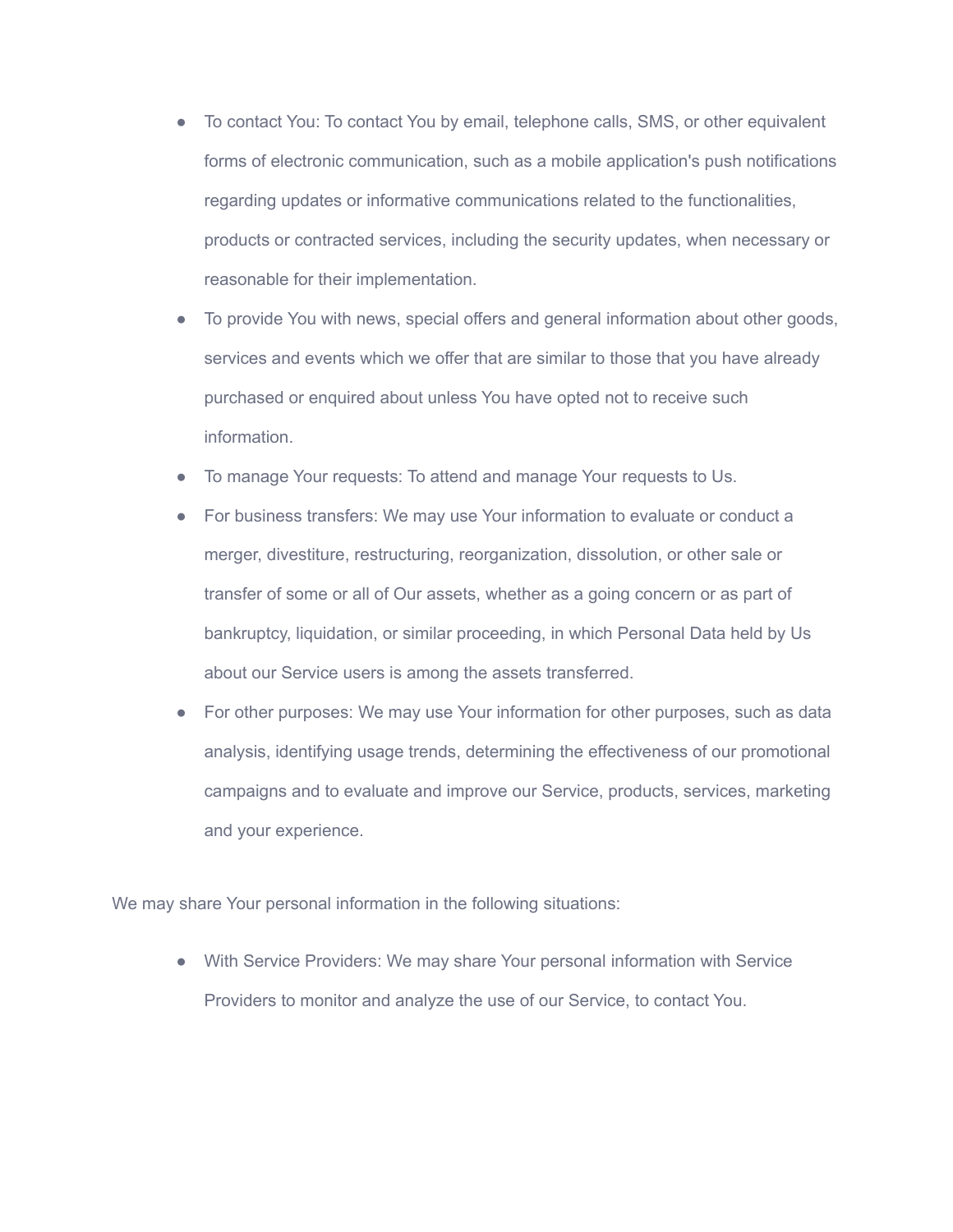- To contact You: To contact You by email, telephone calls, SMS, or other equivalent forms of electronic communication, such as a mobile application's push notifications regarding updates or informative communications related to the functionalities, products or contracted services, including the security updates, when necessary or reasonable for their implementation.
- To provide You with news, special offers and general information about other goods, services and events which we offer that are similar to those that you have already purchased or enquired about unless You have opted not to receive such information.
- To manage Your requests: To attend and manage Your requests to Us.
- For business transfers: We may use Your information to evaluate or conduct a merger, divestiture, restructuring, reorganization, dissolution, or other sale or transfer of some or all of Our assets, whether as a going concern or as part of bankruptcy, liquidation, or similar proceeding, in which Personal Data held by Us about our Service users is among the assets transferred.
- For other purposes: We may use Your information for other purposes, such as data analysis, identifying usage trends, determining the effectiveness of our promotional campaigns and to evaluate and improve our Service, products, services, marketing and your experience.

We may share Your personal information in the following situations:

- With Service Providers: We may share Your personal information with Service Providers to monitor and analyze the use of our Service, to contact You.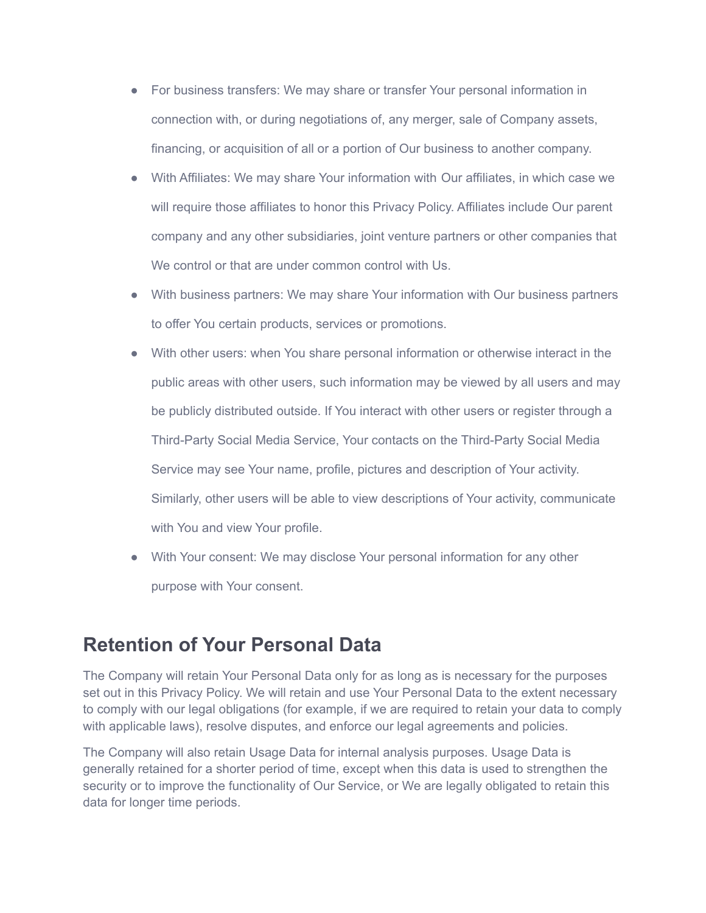- For business transfers: We may share or transfer Your personal information in connection with, or during negotiations of, any merger, sale of Company assets, financing, or acquisition of all or a portion of Our business to another company.
- With Affiliates: We may share Your information with Our affiliates, in which case we will require those affiliates to honor this Privacy Policy. Affiliates include Our parent company and any other subsidiaries, joint venture partners or other companies that We control or that are under common control with Us.
- With business partners: We may share Your information with Our business partners to offer You certain products, services or promotions.
- With other users: when You share personal information or otherwise interact in the public areas with other users, such information may be viewed by all users and may be publicly distributed outside. If You interact with other users or register through a Third-Party Social Media Service, Your contacts on the Third-Party Social Media Service may see Your name, profile, pictures and description of Your activity. Similarly, other users will be able to view descriptions of Your activity, communicate with You and view Your profile.
- With Your consent: We may disclose Your personal information for any other purpose with Your consent.

## Retention of Your Personal Data

The Company will retain Your Personal Data only for as long as is necessary for the purposes set out in this Privacy Policy. We will retain and use Your Personal Data to the extent necessary to comply with our legal obligations (for example, if we are required to retain your data to comply with applicable laws), resolve disputes, and enforce our legal agreements and policies.

The Company will also retain Usage Data for internal analysis purposes. Usage Data is generally retained for a shorter period of time, except when this data is used to strengthen the security or to improve the functionality of Our Service, or We are legally obligated to retain this data for longer time periods.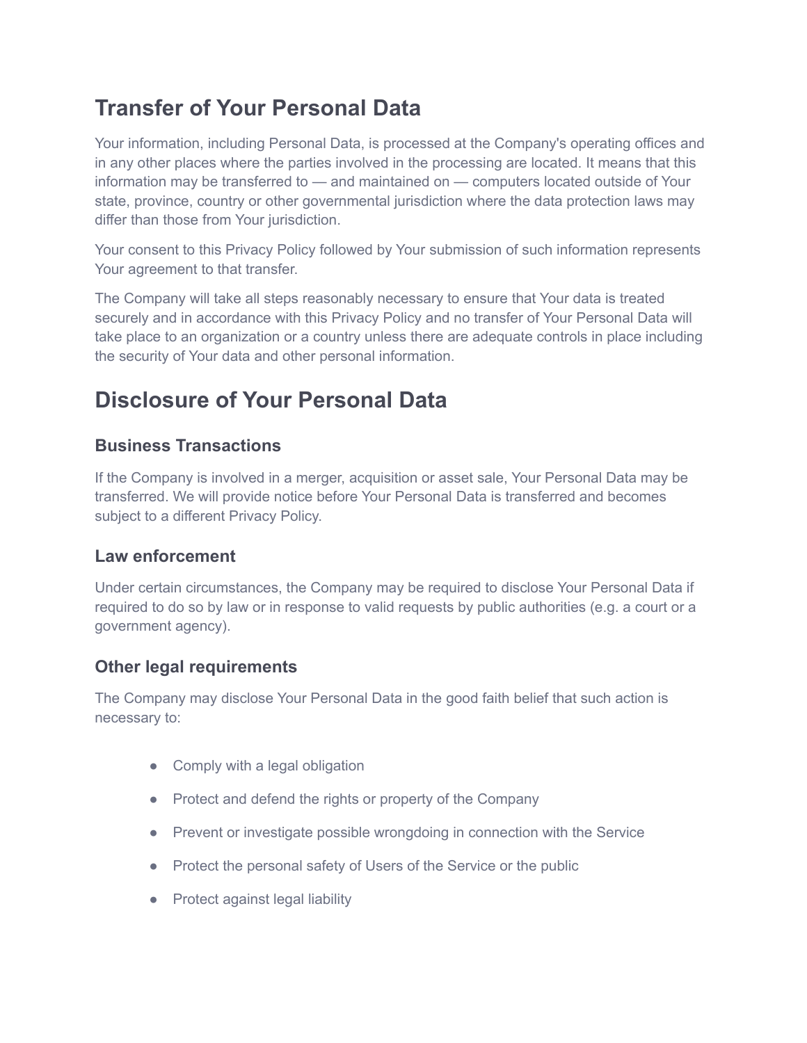# Transfer of Your Personal Data

Your information, including Personal Data, is processed at the Company's operating offices and in any other places where the parties involved in the processing are located. It means that this information may be transferred to — and maintained on — computers located outside of Your state, province, country or other governmental jurisdiction where the data protection laws may differ than those from Your jurisdiction.

Your consent to this Privacy Policy followed by Your submission of such information represents Your agreement to that transfer.

The Company will take all steps reasonably necessary to ensure that Your data is treated securely and in accordance with this Privacy Policy and no transfer of Your Personal Data will take place to an organization or a country unless there are adequate controls in place including the security of Your data and other personal information.

# Disclosure of Your Personal Data

## Business Transactions

If the Company is involved in a merger, acquisition or asset sale, Your Personal Data may be transferred. We will provide notice before Your Personal Data is transferred and becomes subject to a different Privacy Policy.

## Law enforcement

Under certain circumstances, the Company may be required to disclose Your Personal Data if required to do so by law or in response to valid requests by public authorities (e.g. a court or a government agency).

## Other legal requirements

The Company may disclose Your Personal Data in the good faith belief that such action is necessary to:

- Comply with a legal obligation
- Protect and defend the rights or property of the Company
- Prevent or investigate possible wrongdoing in connection with the Service
- Protect the personal safety of Users of the Service or the public
- Protect against legal liability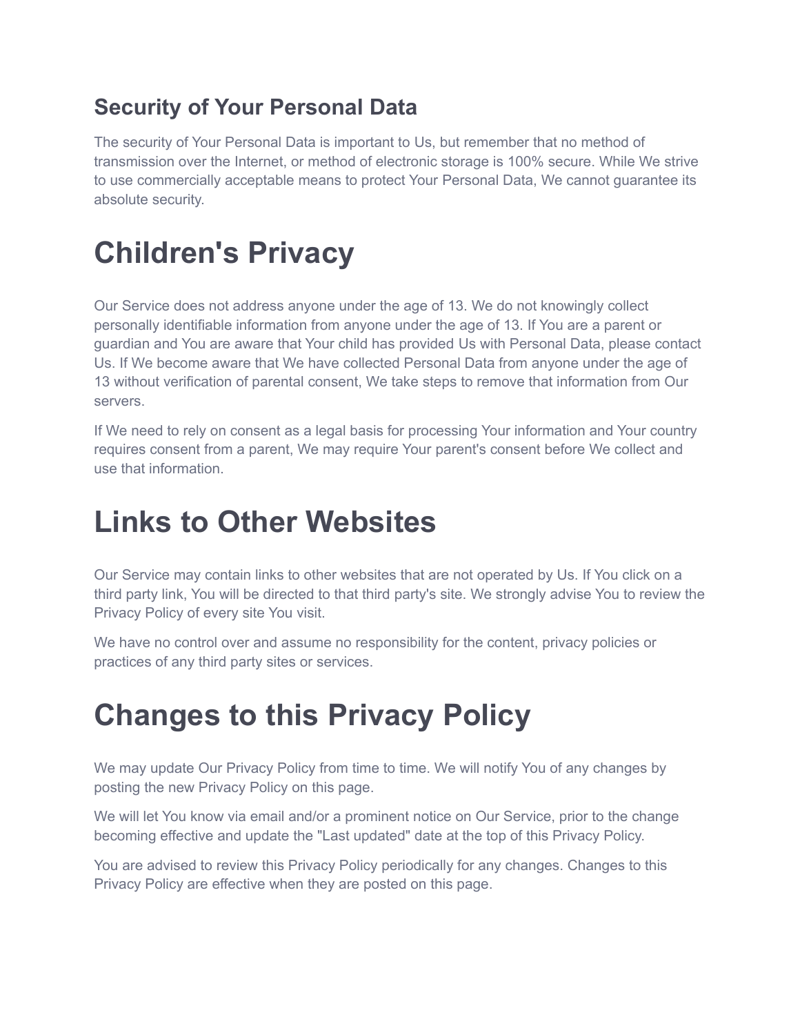### Security of Your Personal Data

The security of Your Personal Data is important to Us, but remember that no method of transmission over the Internet, or method of electronic storage is 100% secure. While We strive to use commercially acceptable means to protect Your Personal Data, We cannot guarantee its absolute security.

# Children's Privacy

Our Service does not address anyone under the age of 13. We do not knowingly collect personally identifiable information from anyone under the age of 13. If You are a parent or guardian and You are aware that Your child has provided Us with Personal Data, please contact Us. If We become aware that We have collected Personal Data from anyone under the age of 13 without verification of parental consent, We take steps to remove that information from Our servers.

If We need to rely on consent as a legal basis for processing Your information and Your country requires consent from a parent, We may require Your parent's consent before We collect and use that information.

# Links to Other Websites

Our Service may contain links to other websites that are not operated by Us. If You click on a third party link, You will be directed to that third party's site. We strongly advise You to review the Privacy Policy of every site You visit.

We have no control over and assume no responsibility for the content, privacy policies or practices of any third party sites or services.

# Changes to this Privacy Policy

We may update Our Privacy Policy from time to time. We will notify You of any changes by posting the new Privacy Policy on this page.

We will let You know via email and/or a prominent notice on Our Service, prior to the change becoming effective and update the "Last updated" date at the top of this Privacy Policy.

You are advised to review this Privacy Policy periodically for any changes. Changes to this Privacy Policy are effective when they are posted on this page.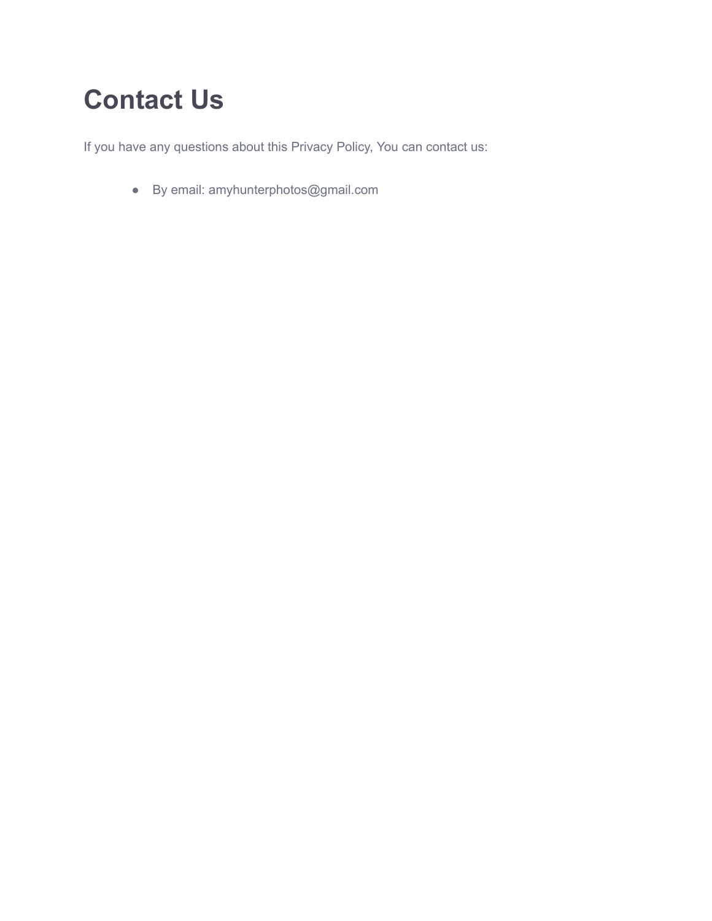# Contact Us

If you have any questions about this Privacy Policy, You can contact us:

- By email: amyhunterphotos@gmail.com